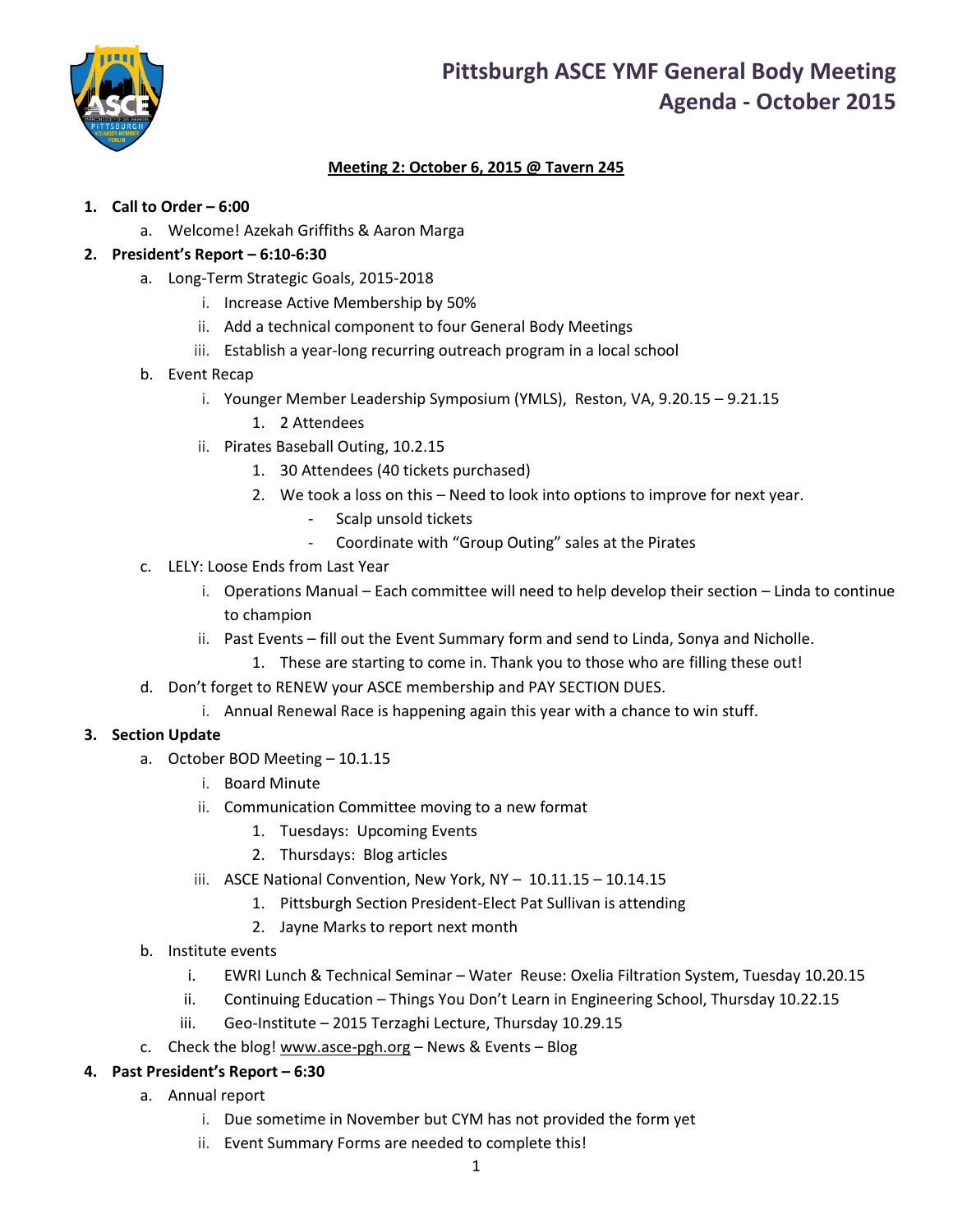# Pittsburgh ASCE YMF General Body Meeting
# Agenda - October 2015

**Meeting 2: October 6, 2015 @ Tavern 245**

1. **Call to Order – 6:00**
    a. Welcome! Azekah Griffiths & Aaron Marga
2. **President's Report – 6:10-6:30**
    a. Long-Term Strategic Goals, 2015-2018
        i. Increase Active Membership by 50%
        ii. Add a technical component to four General Body Meetings
        iii. Establish a year-long recurring outreach program in a local school
    b. Event Recap
        i. Younger Member Leadership Symposium (YMLS), Reston, VA, 9.20.15 – 9.21.15
            1. 2 Attendees
        ii. Pirates Baseball Outing, 10.2.15
            1. 30 Attendees (40 tickets purchased)
            2. We took a loss on this – Need to look into options to improve for next year.
                - Scalp unsold tickets
                - Coordinate with "Group Outing" sales at the Pirates
    c. LELY: Loose Ends from Last Year
        i. Operations Manual – Each committee will need to help develop their section – Linda to continue to champion
        ii. Past Events – fill out the Event Summary form and send to Linda, Sonya and Nicholle.
            1. These are starting to come in. Thank you to those who are filling these out!
    d. Don't forget to RENEW your ASCE membership and PAY SECTION DUES.
        i. Annual Renewal Race is happening again this year with a chance to win stuff.
3. **Section Update**
    a. October BOD Meeting – 10.1.15
        i. Board Minute
        ii. Communication Committee moving to a new format
            1. Tuesdays: Upcoming Events
            2. Thursdays: Blog articles
        iii. ASCE National Convention, New York, NY – 10.11.15 – 10.14.15
            1. Pittsburgh Section President-Elect Pat Sullivan is attending
            2. Jayne Marks to report next month
    b. Institute events
        i. EWRI Lunch & Technical Seminar – Water Reuse: Oxelia Filtration System, Tuesday 10.20.15
        ii. Continuing Education – Things You Don't Learn in Engineering School, Thursday 10.22.15
        iii. Geo-Institute – 2015 Terzaghi Lecture, Thursday 10.29.15
    c. Check the blog! www.asce-pgh.org – News & Events – Blog
4. **Past President's Report – 6:30**
    a. Annual report
        i. Due sometime in November but CYM has not provided the form yet
        ii. Event Summary Forms are needed to complete this!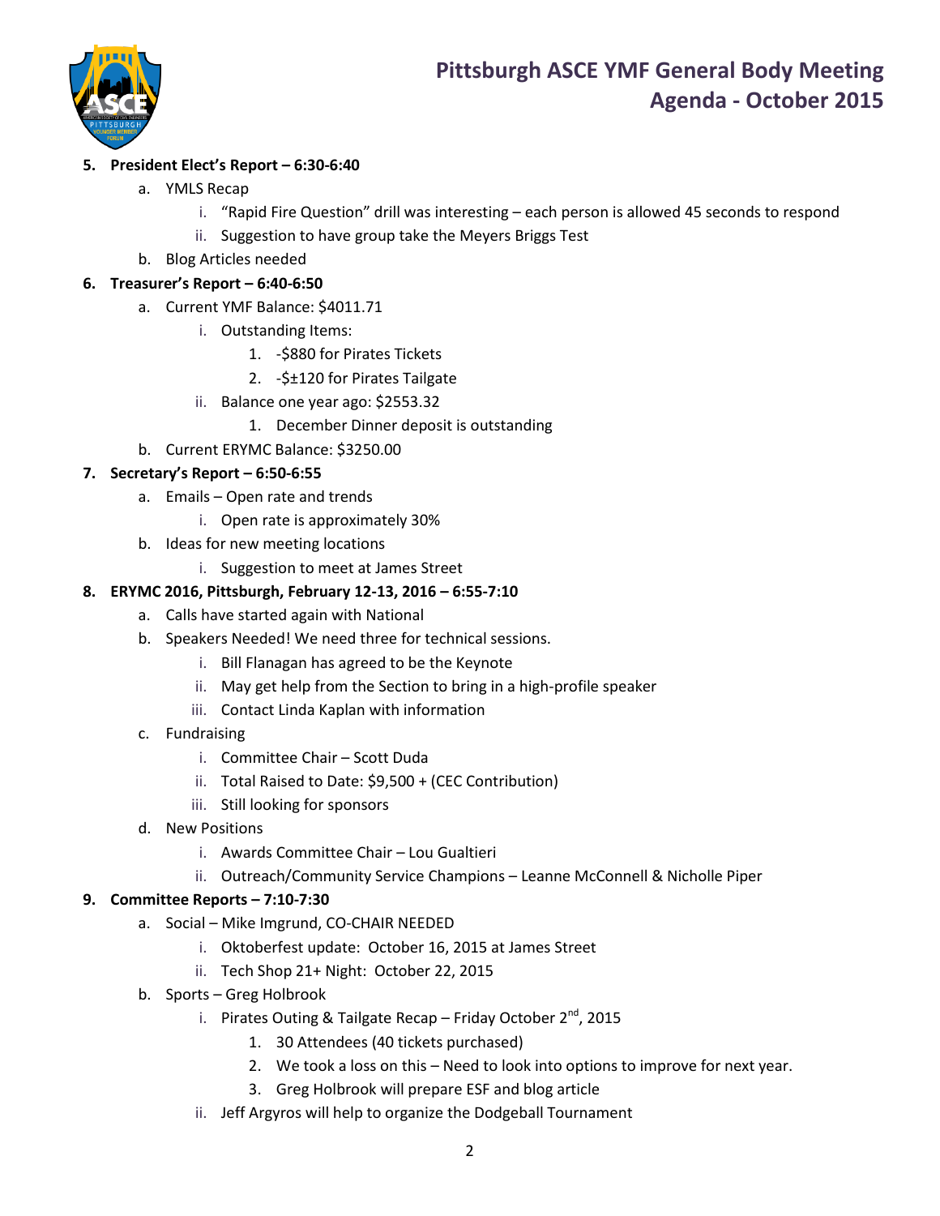# Pittsburgh ASCE YMF General Body Meeting
# Agenda - October 2015

5. **President Elect's Report – 6:30-6:40**
   a. YMLS Recap
      i. "Rapid Fire Question" drill was interesting – each person is allowed 45 seconds to respond
      ii. Suggestion to have group take the Meyers Briggs Test
   b. Blog Articles needed
6. **Treasurer's Report – 6:40-6:50**
   a. Current YMF Balance: $4011.71
      i. Outstanding Items:
         1. -$880 for Pirates Tickets
         2. -$±120 for Pirates Tailgate
      ii. Balance one year ago: $2553.32
         1. December Dinner deposit is outstanding
   b. Current ERYMC Balance: $3250.00
7. **Secretary's Report – 6:50-6:55**
   a. Emails – Open rate and trends
      i. Open rate is approximately 30%
   b. Ideas for new meeting locations
      i. Suggestion to meet at James Street
8. **ERYMC 2016, Pittsburgh, February 12-13, 2016 – 6:55-7:10**
   a. Calls have started again with National
   b. Speakers Needed! We need three for technical sessions.
      i. Bill Flanagan has agreed to be the Keynote
      ii. May get help from the Section to bring in a high-profile speaker
      iii. Contact Linda Kaplan with information
   c. Fundraising
      i. Committee Chair – Scott Duda
      ii. Total Raised to Date: $9,500 + (CEC Contribution)
      iii. Still looking for sponsors
   d. New Positions
      i. Awards Committee Chair – Lou Gualtieri
      ii. Outreach/Community Service Champions – Leanne McConnell & Nicholle Piper
9. **Committee Reports – 7:10-7:30**
   a. Social – Mike Imgrund, CO-CHAIR NEEDED
      i. Oktoberfest update: October 16, 2015 at James Street
      ii. Tech Shop 21+ Night: October 22, 2015
   b. Sports – Greg Holbrook
      i. Pirates Outing & Tailgate Recap – Friday October 2nd, 2015
         1. 30 Attendees (40 tickets purchased)
         2. We took a loss on this – Need to look into options to improve for next year.
         3. Greg Holbrook will prepare ESF and blog article
      ii. Jeff Argyros will help to organize the Dodgeball Tournament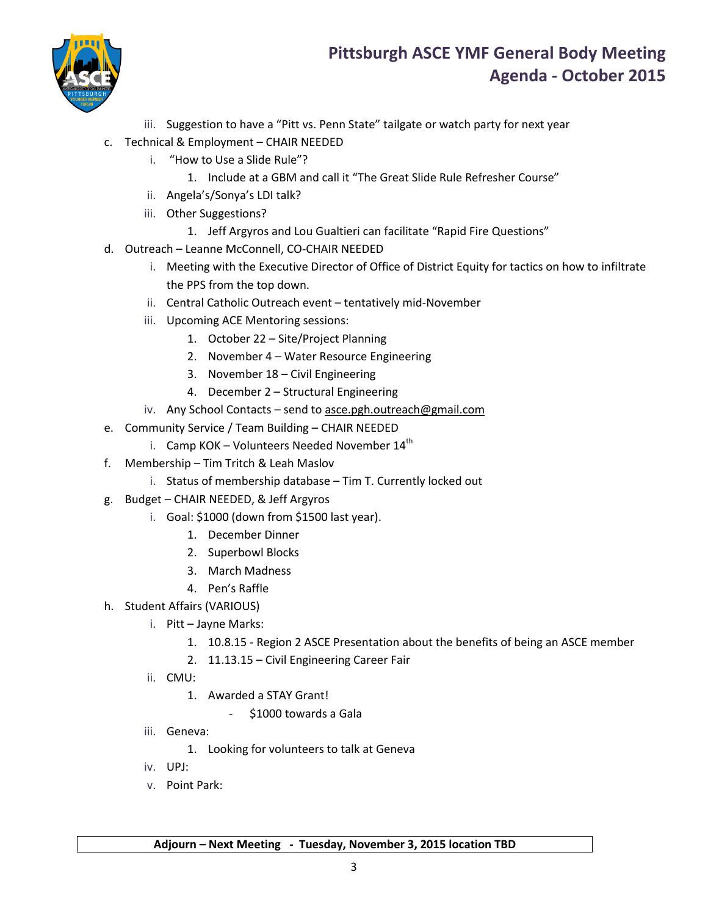iii. Suggestion to have a "Pitt vs. Penn State" tailgate or watch party for next year

c. Technical & Employment – CHAIR NEEDED
   i. "How to Use a Slide Rule"?
      1. Include at a GBM and call it "The Great Slide Rule Refresher Course"
   ii. Angela's/Sonya's LDI talk?
   iii. Other Suggestions?
      1. Jeff Argyros and Lou Gualtieri can facilitate "Rapid Fire Questions"

d. Outreach – Leanne McConnell, CO-CHAIR NEEDED
   i. Meeting with the Executive Director of Office of District Equity for tactics on how to infiltrate the PPS from the top down.
   ii. Central Catholic Outreach event – tentatively mid-November
   iii. Upcoming ACE Mentoring sessions:
      1. October 22 – Site/Project Planning
      2. November 4 – Water Resource Engineering
      3. November 18 – Civil Engineering
      4. December 2 – Structural Engineering
   iv. Any School Contacts – send to asce.pgh.outreach@gmail.com

e. Community Service / Team Building – CHAIR NEEDED
   i. Camp KOK – Volunteers Needed November 14th

f. Membership – Tim Tritch & Leah Maslov
   i. Status of membership database – Tim T. Currently locked out

g. Budget – CHAIR NEEDED, & Jeff Argyros
   i. Goal: $1000 (down from $1500 last year).
      1. December Dinner
      2. Superbowl Blocks
      3. March Madness
      4. Pen's Raffle

h. Student Affairs (VARIOUS)
   i. Pitt – Jayne Marks:
      1. 10.8.15 - Region 2 ASCE Presentation about the benefits of being an ASCE member
      2. 11.13.15 – Civil Engineering Career Fair
   ii. CMU:
      1. Awarded a STAY Grant!
         - $1000 towards a Gala
   iii. Geneva:
      1. Looking for volunteers to talk at Geneva
   iv. UPJ:
   v. Point Park:

**Adjourn – Next Meeting - Tuesday, November 3, 2015 location TBD**